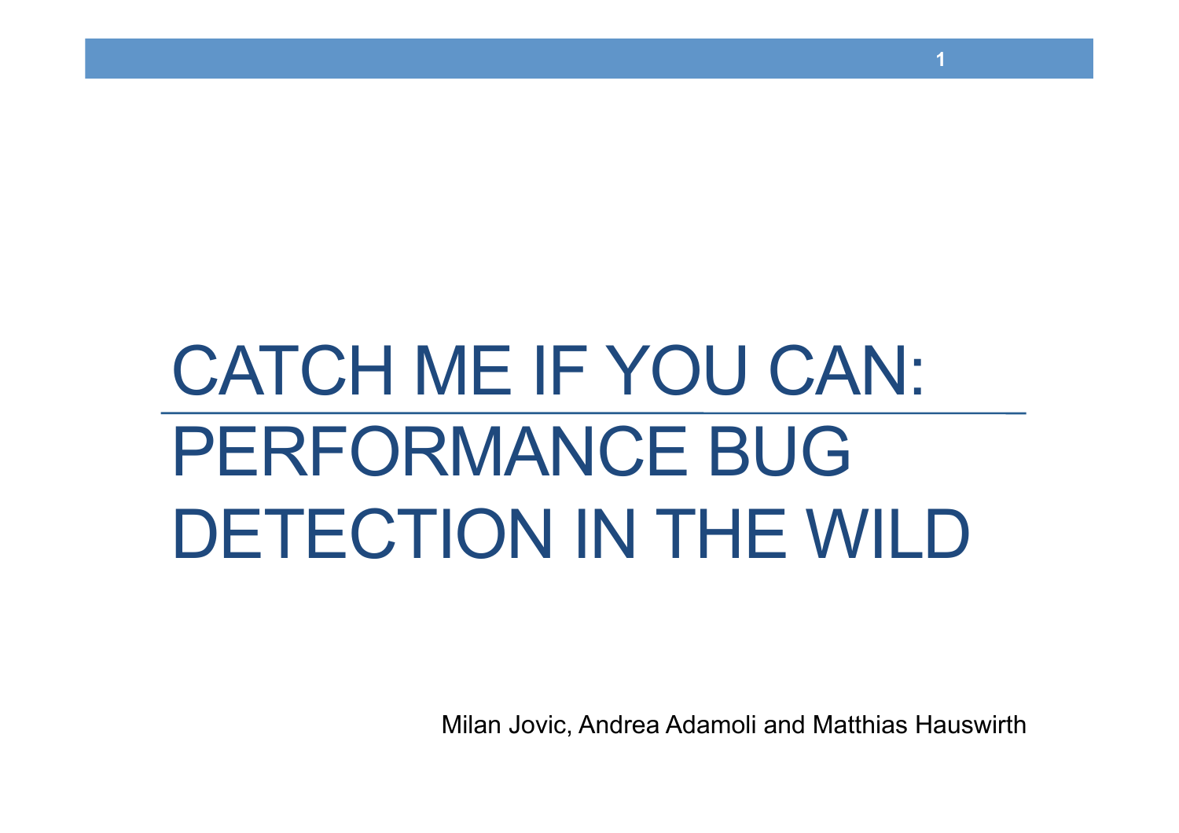# CATCH ME IF YOU CAN: PERFORMANCE BUG DETECTION IN THE WILD

Milan Jovic, Andrea Adamoli and Matthias Hauswirth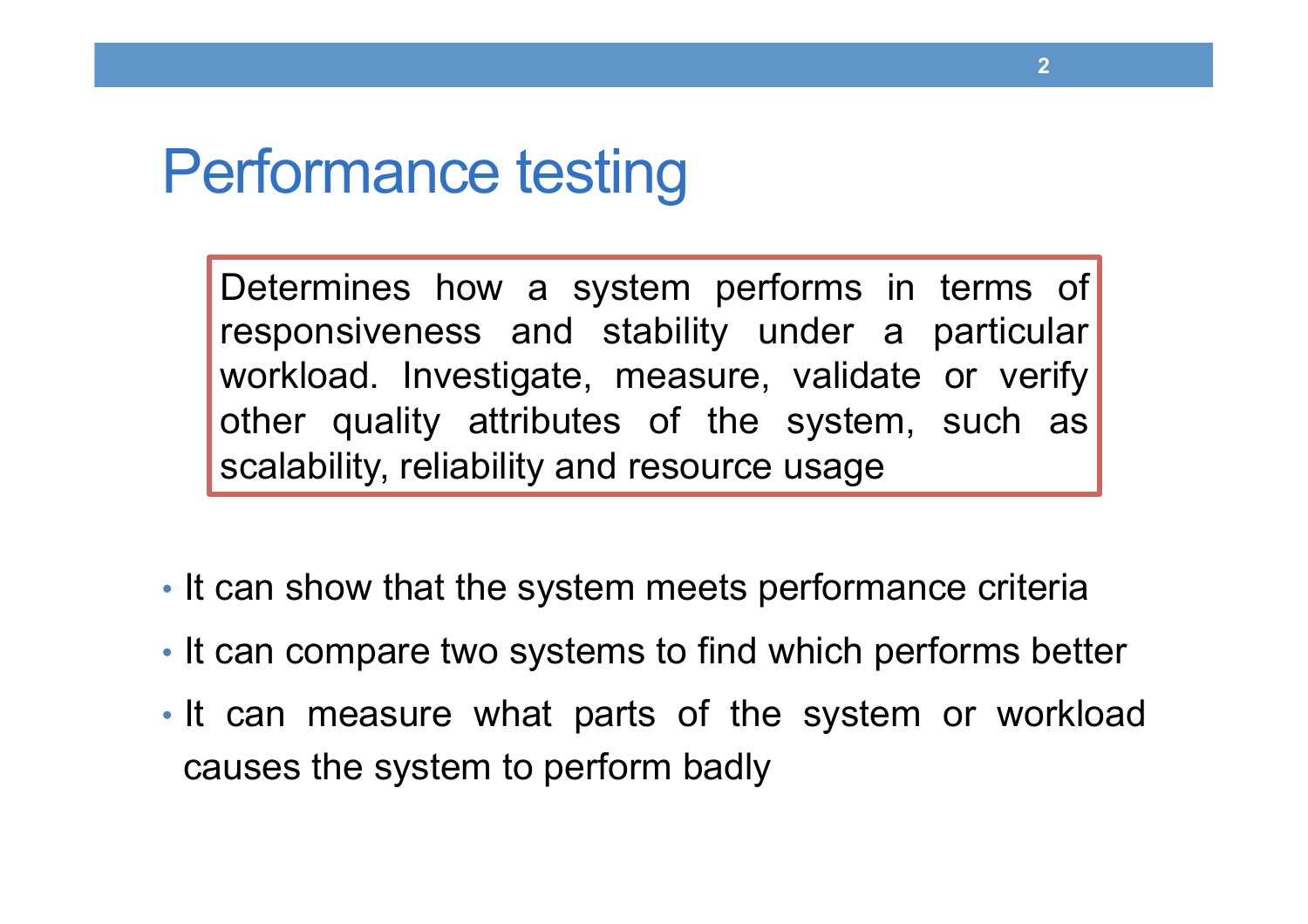# Performance testing

> Determines how a system performs in terms of responsiveness and stability under a particular workload. Investigate, measure, validate or verify other quality attributes of the system, such as scalability, reliability and resource usage

- It can show that the system meets performance criteria
- It can compare two systems to find which performs better
- It can measure what parts of the system or workload causes the system to perform badly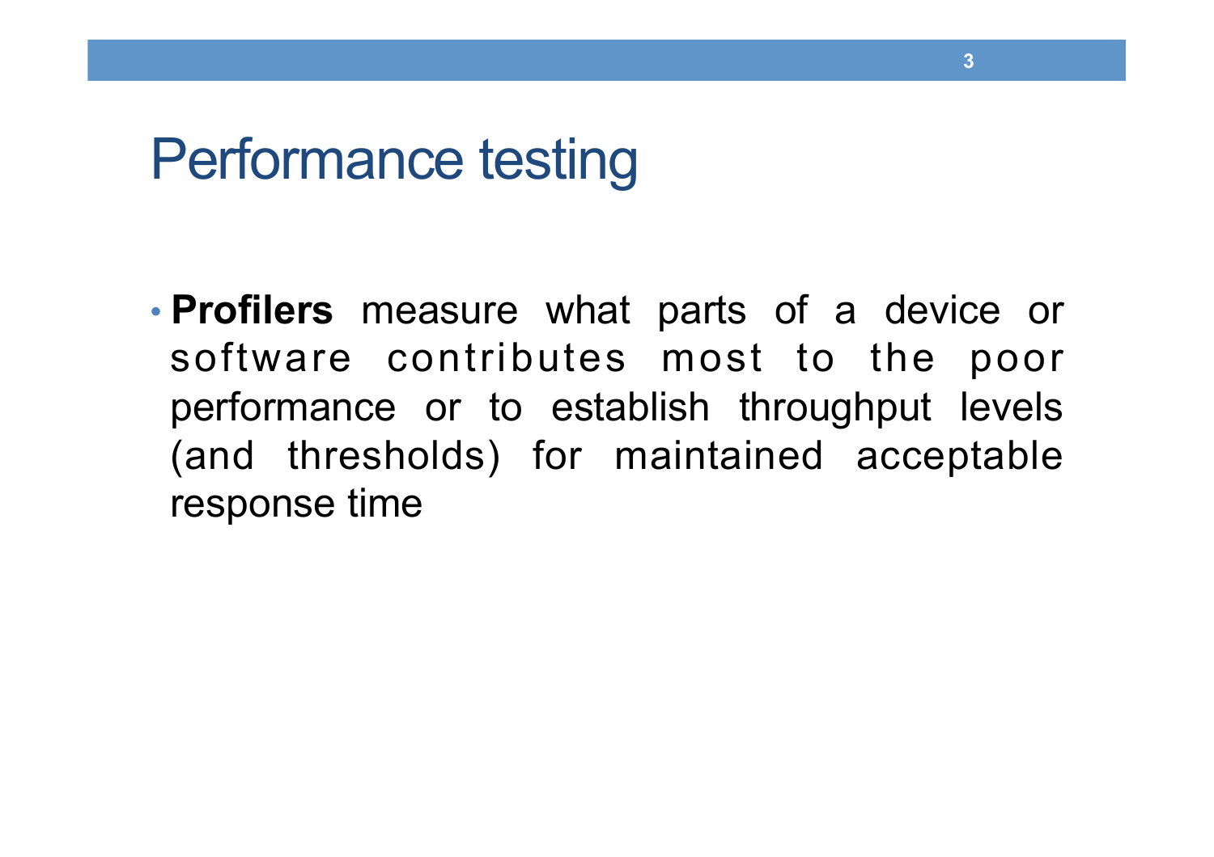# Performance testing

- **Profilers** measure what parts of a device or software contributes most to the poor performance or to establish throughput levels (and thresholds) for maintained acceptable response time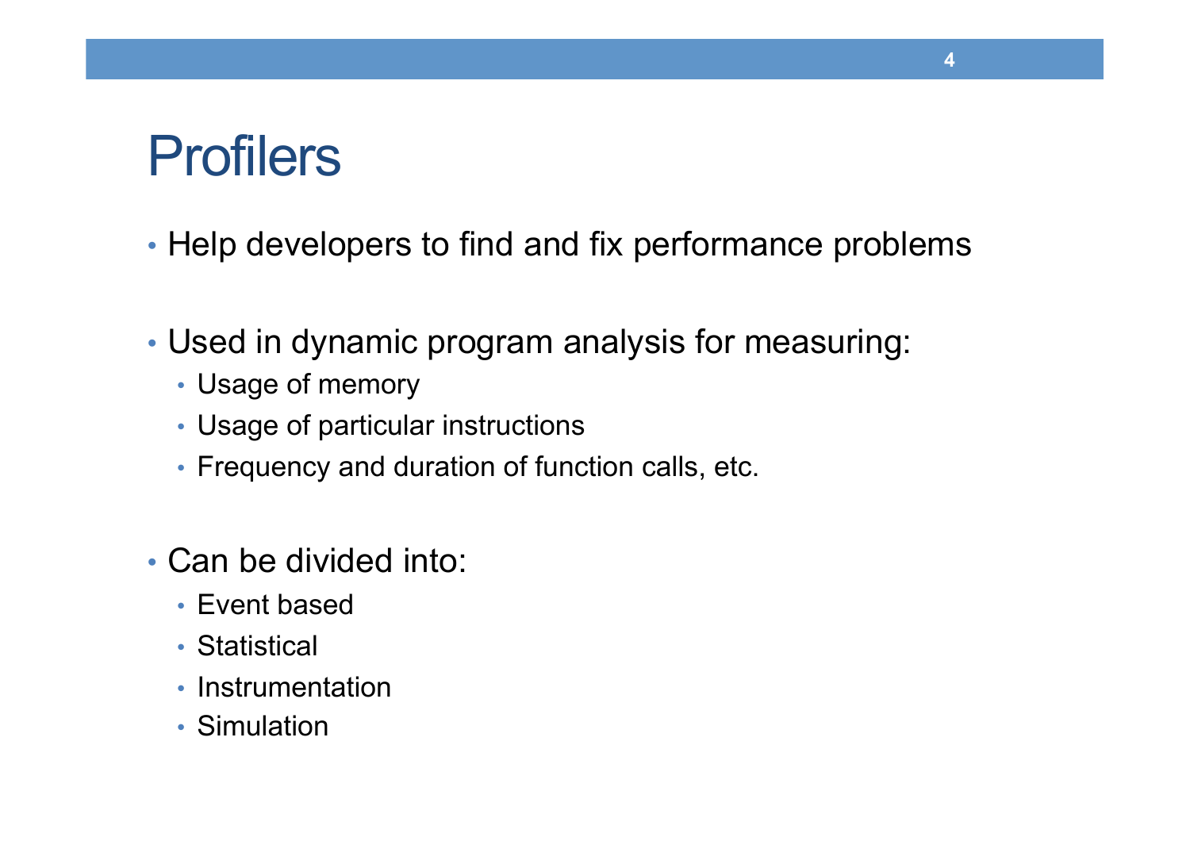# Profilers

- Help developers to find and fix performance problems

- Used in dynamic program analysis for measuring:
  - Usage of memory
  - Usage of particular instructions
  - Frequency and duration of function calls, etc.

- Can be divided into:
  - Event based
  - Statistical
  - Instrumentation
  - Simulation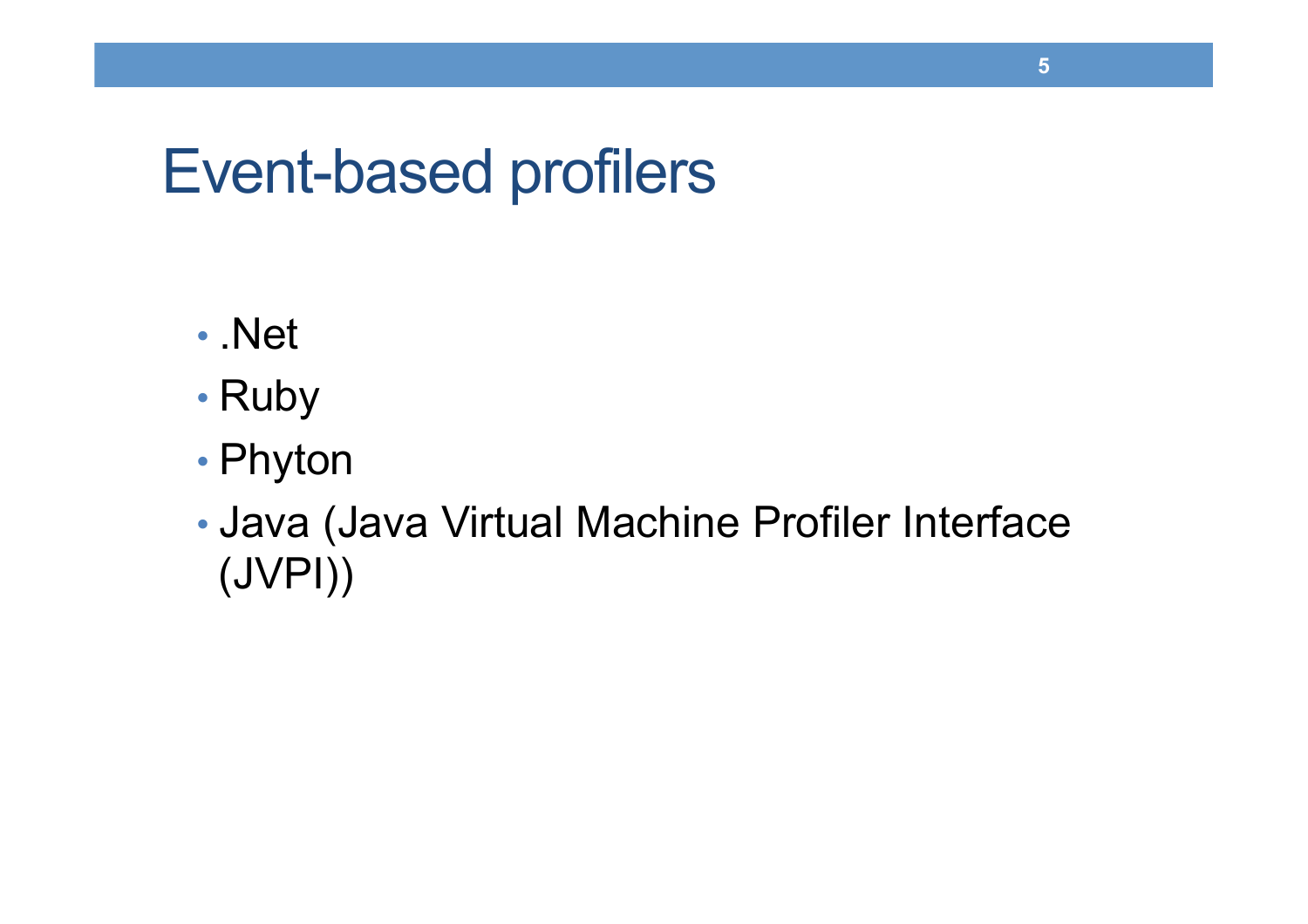# Event-based profilers

- .Net
- Ruby
- Phyton
- Java (Java Virtual Machine Profiler Interface (JVPI))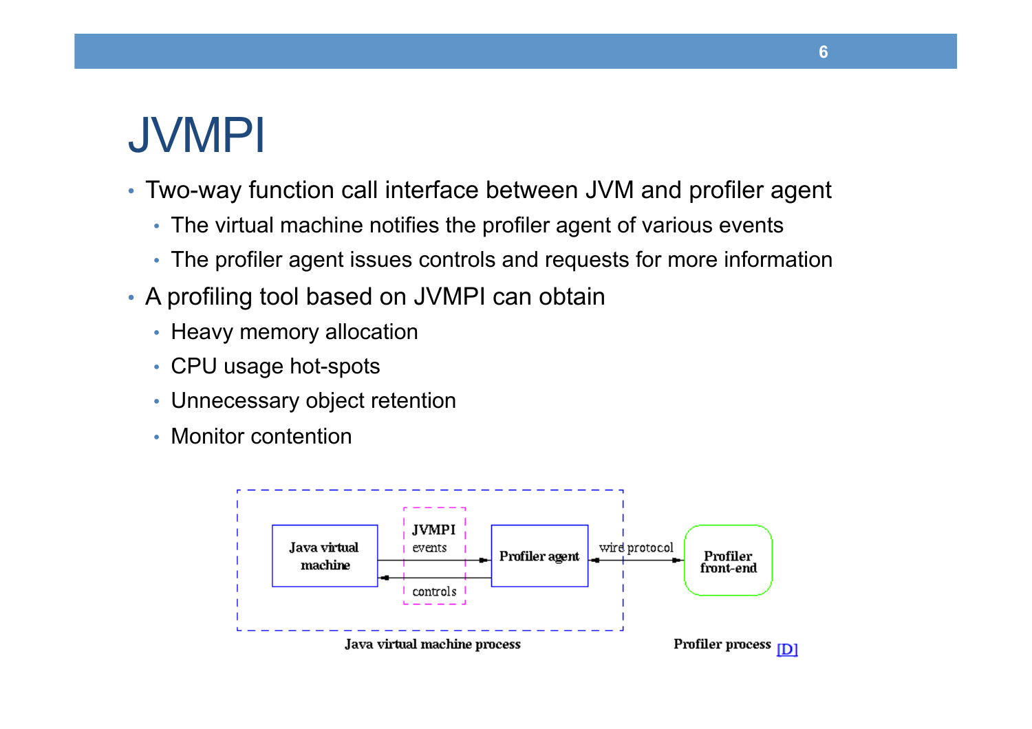# JVMPI

- Two-way function call interface between JVM and profiler agent
  - The virtual machine notifies the profiler agent of various events
  - The profiler agent issues controls and requests for more information
- A profiling tool based on JVMPI can obtain
  - Heavy memory allocation
  - CPU usage hot-spots
  - Unnecessary object retention
  - Monitor contention

Java virtual machine | JVMPI events | controls | Profiler agent | wire protocol | Profiler front-end

Java virtual machine process

Profiler process [D]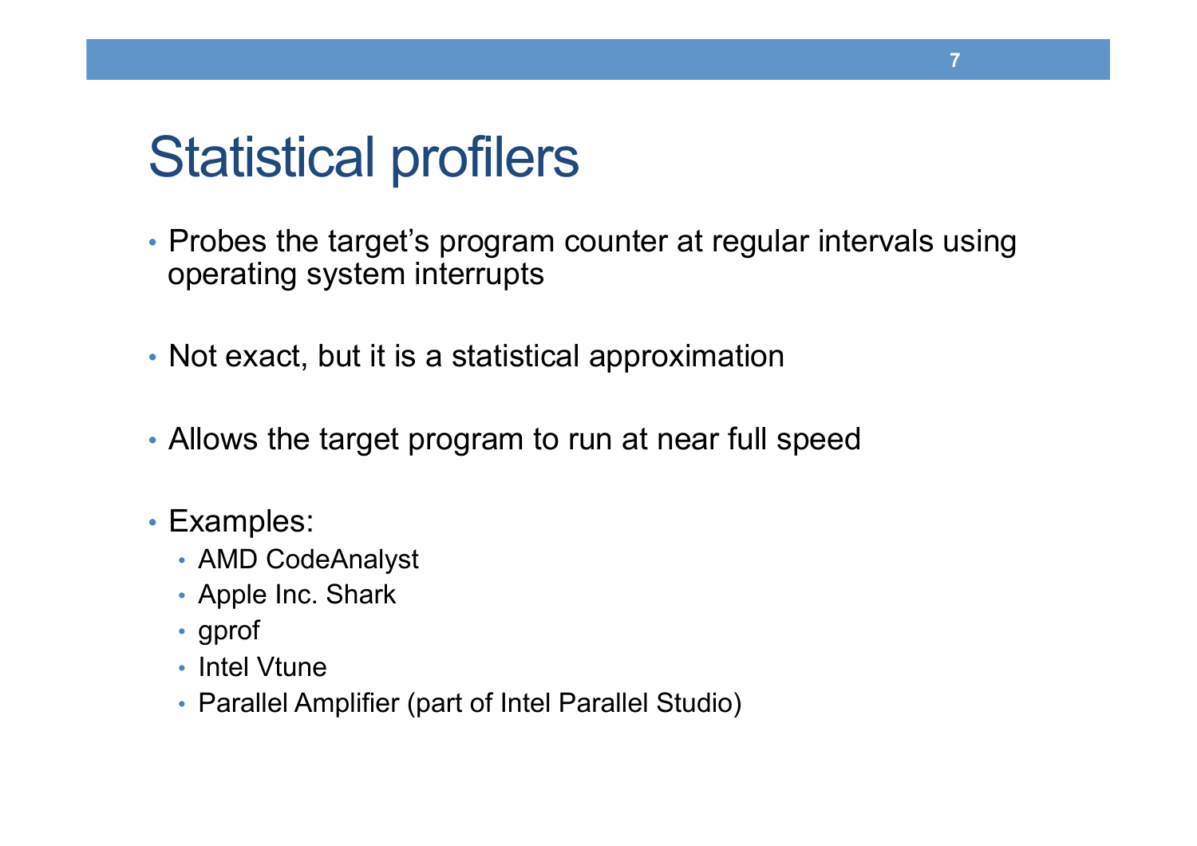# Statistical profilers

- Probes the target's program counter at regular intervals using operating system interrupts
- Not exact, but it is a statistical approximation
- Allows the target program to run at near full speed
- Examples:
  - AMD CodeAnalyst
  - Apple Inc. Shark
  - gprof
  - Intel Vtune
  - Parallel Amplifier (part of Intel Parallel Studio)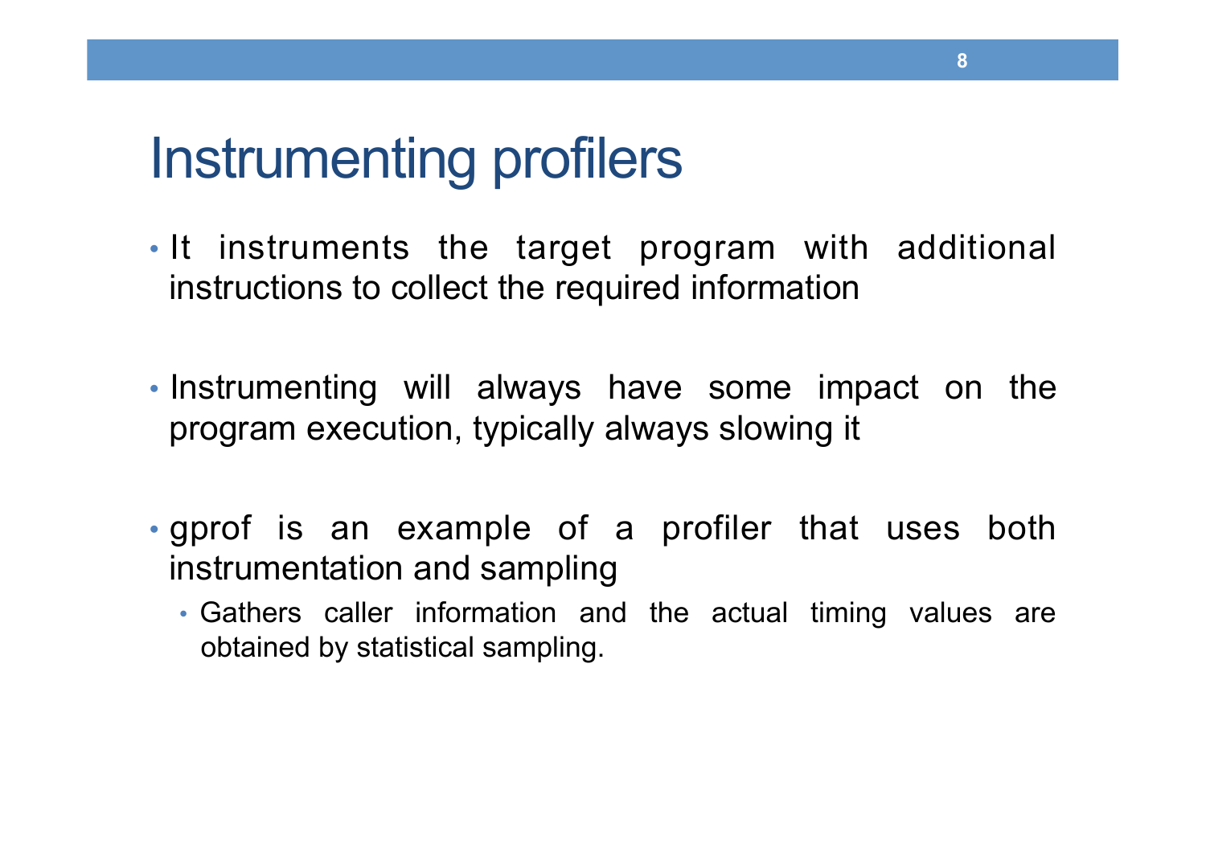# Instrumenting profilers

- It instruments the target program with additional instructions to collect the required information

- Instrumenting will always have some impact on the program execution, typically always slowing it

- gprof is an example of a profiler that uses both instrumentation and sampling
  - Gathers caller information and the actual timing values are obtained by statistical sampling.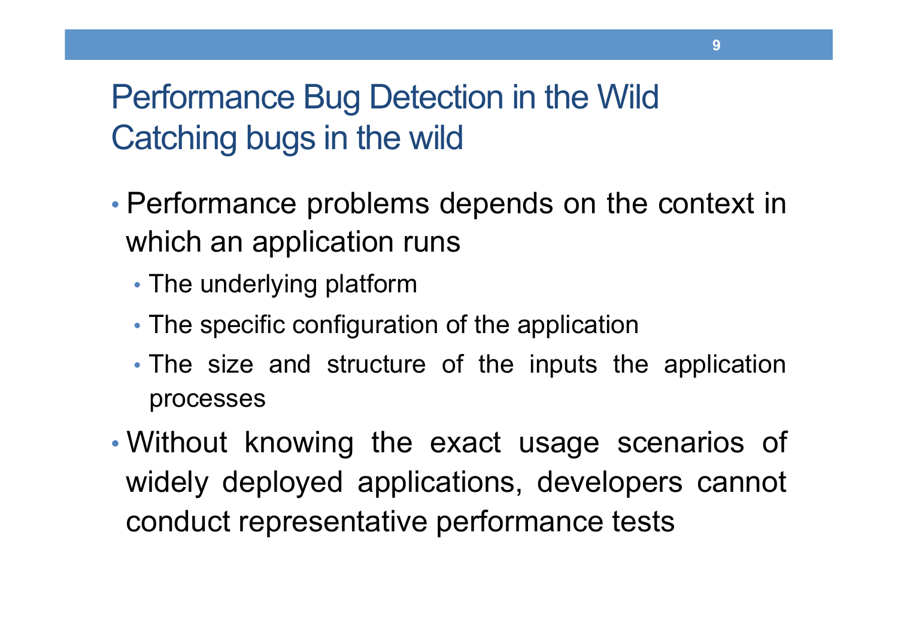# Performance Bug Detection in the Wild
## Catching bugs in the wild

- Performance problems depends on the context in which an application runs
  - The underlying platform
  - The specific configuration of the application
  - The size and structure of the inputs the application processes
- Without knowing the exact usage scenarios of widely deployed applications, developers cannot conduct representative performance tests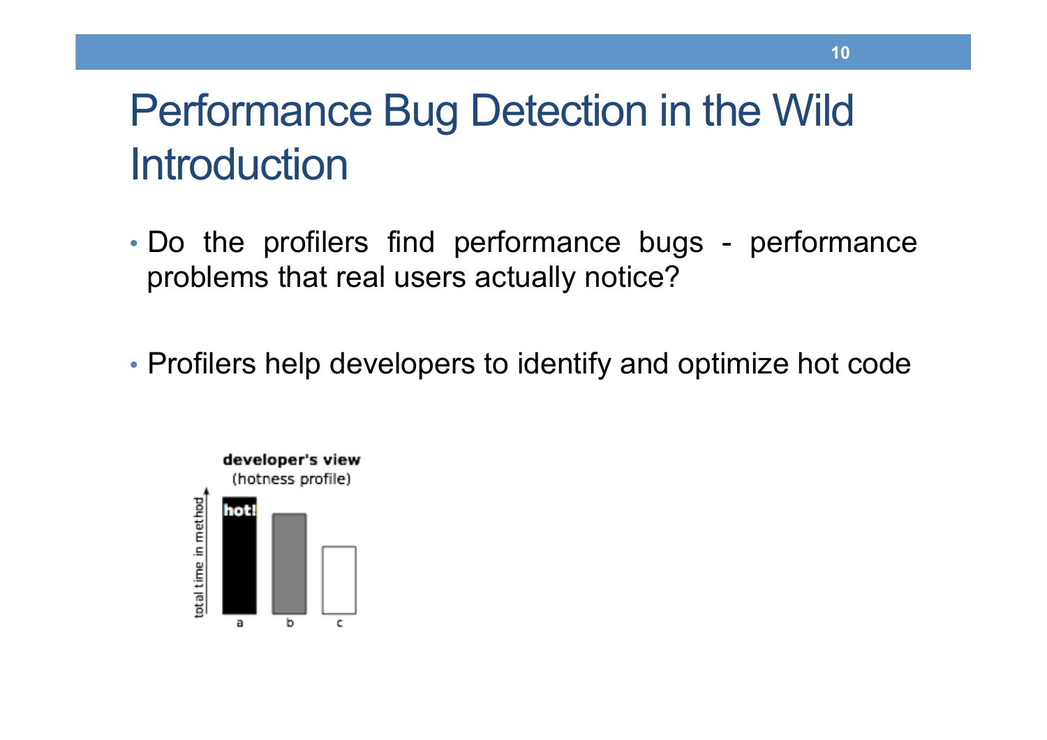# Performance Bug Detection in the Wild Introduction

- Do the profilers find performance bugs - performance problems that real users actually notice?

- Profilers help developers to identify and optimize hot code

developer's view
(hotness profile)

hot!

total time in method

a b c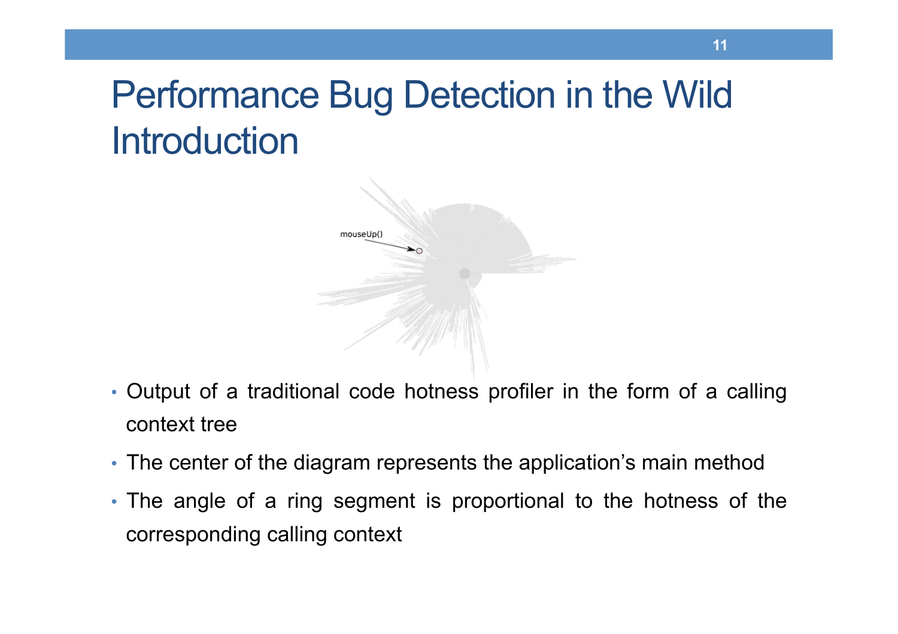# Performance Bug Detection in the Wild Introduction

- Output of a traditional code hotness profiler in the form of a calling context tree
- The center of the diagram represents the application's main method
- The angle of a ring segment is proportional to the hotness of the corresponding calling context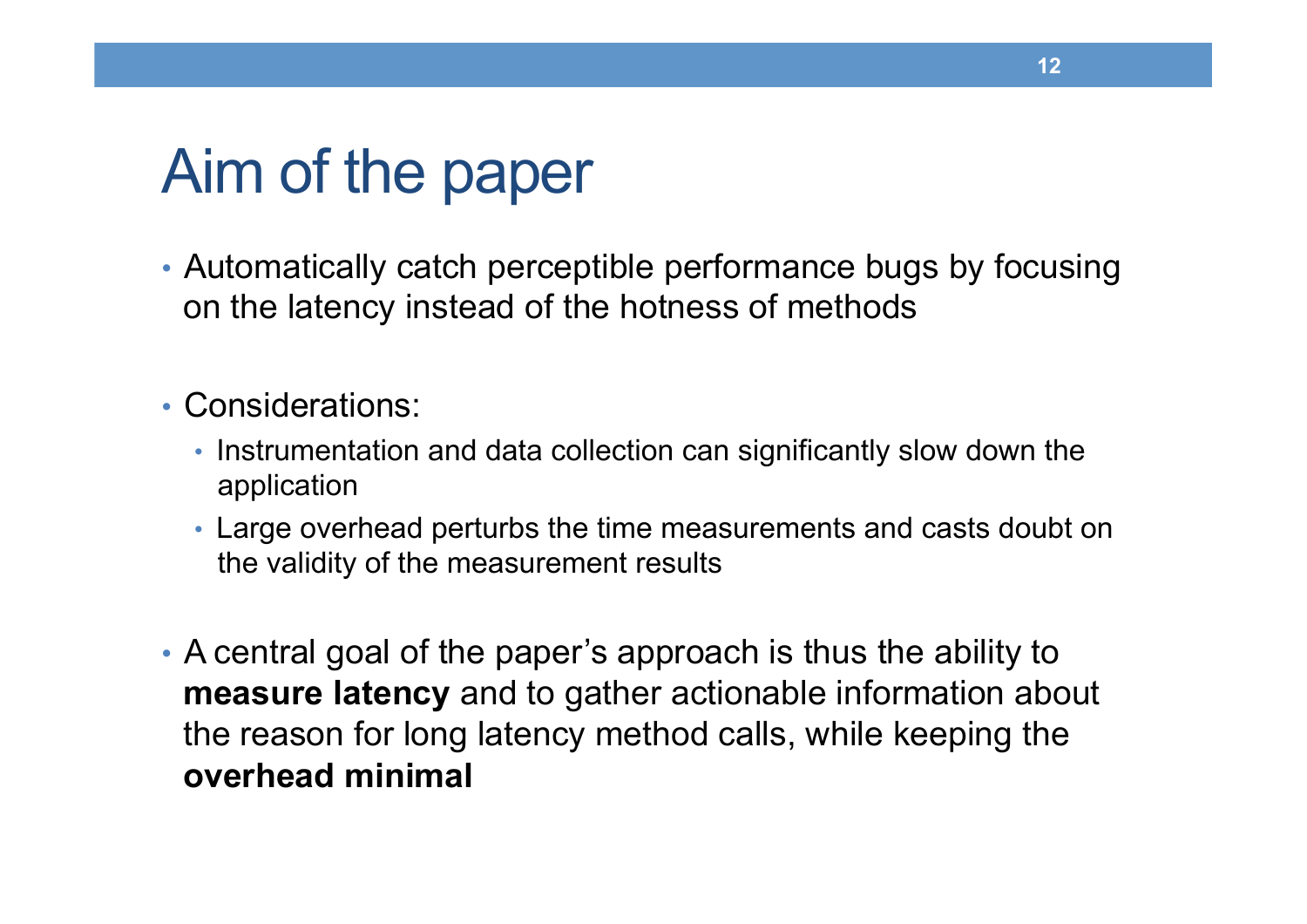# Aim of the paper

- Automatically catch perceptible performance bugs by focusing on the latency instead of the hotness of methods

- Considerations:
  - Instrumentation and data collection can significantly slow down the application
  - Large overhead perturbs the time measurements and casts doubt on the validity of the measurement results

- A central goal of the paper's approach is thus the ability to **measure latency** and to gather actionable information about the reason for long latency method calls, while keeping the **overhead minimal**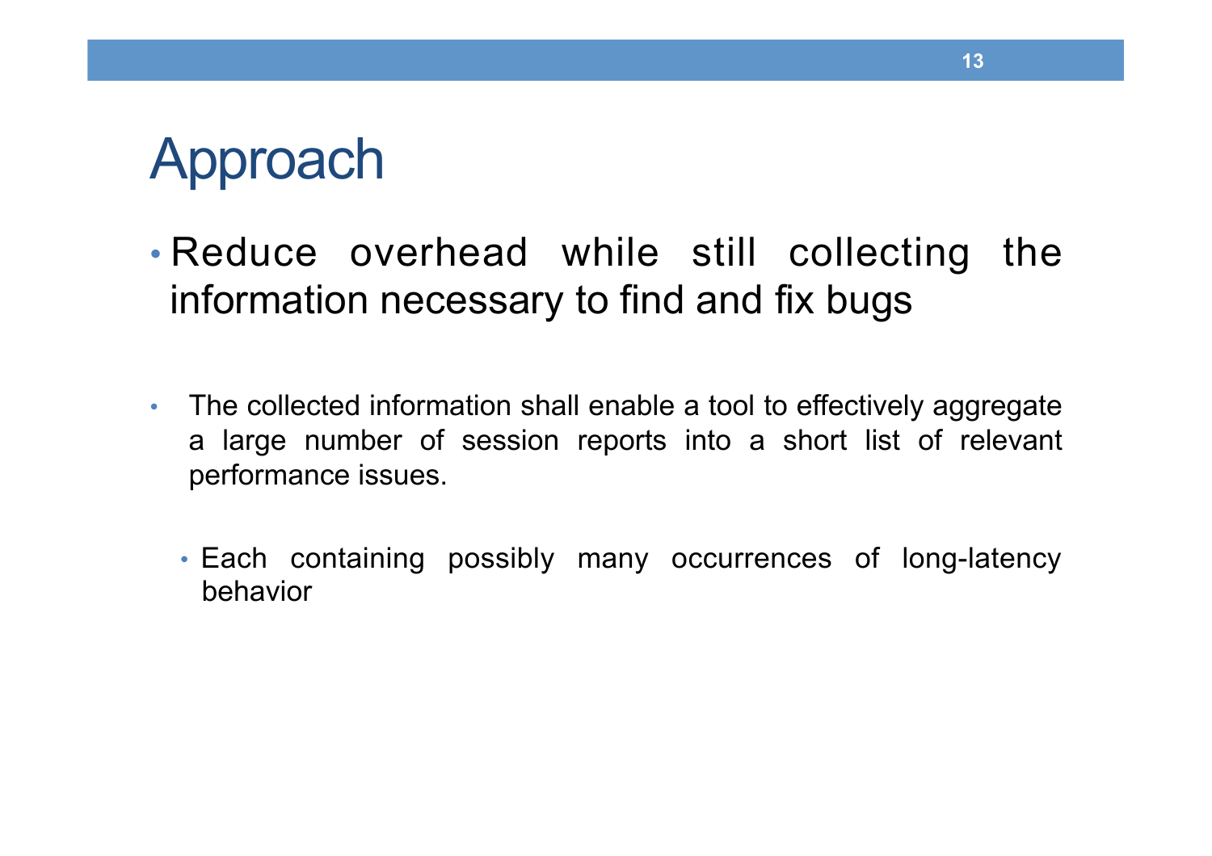# Approach

- Reduce overhead while still collecting the information necessary to find and fix bugs

- The collected information shall enable a tool to effectively aggregate a large number of session reports into a short list of relevant performance issues.
  - Each containing possibly many occurrences of long-latency behavior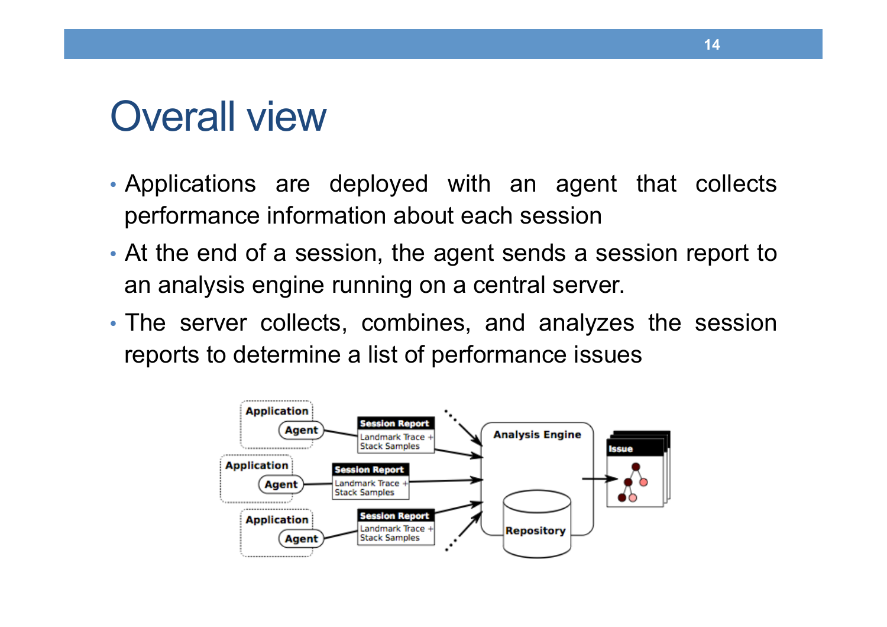# Overall view

- Applications are deployed with an agent that collects performance information about each session
- At the end of a session, the agent sends a session report to an analysis engine running on a central server.
- The server collects, combines, and analyzes the session reports to determine a list of performance issues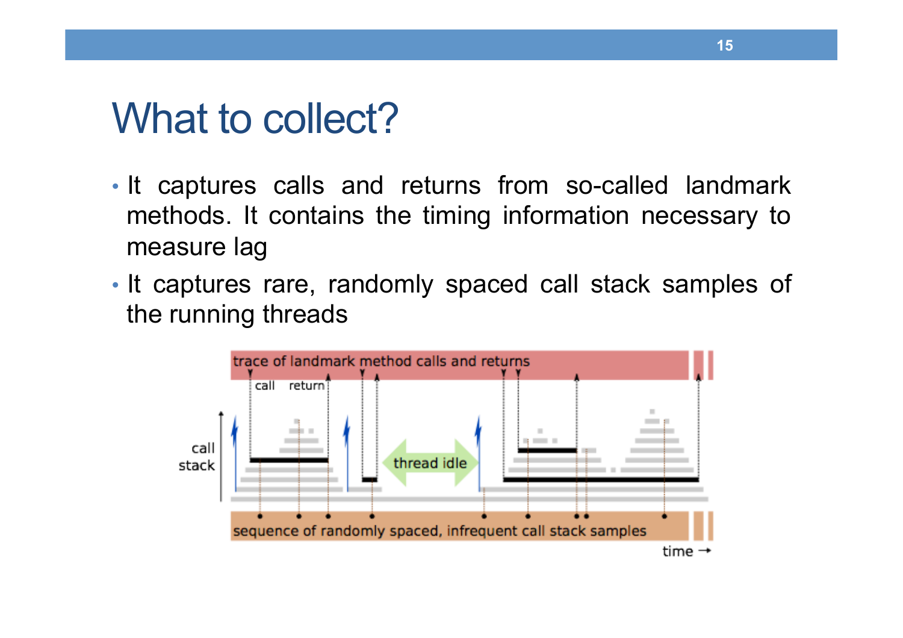# What to collect?

- It captures calls and returns from so-called landmark methods. It contains the timing information necessary to measure lag
- It captures rare, randomly spaced call stack samples of the running threads

trace of landmark method calls and returns

call return

call stack

thread idle

sequence of randomly spaced, infrequent call stack samples

time →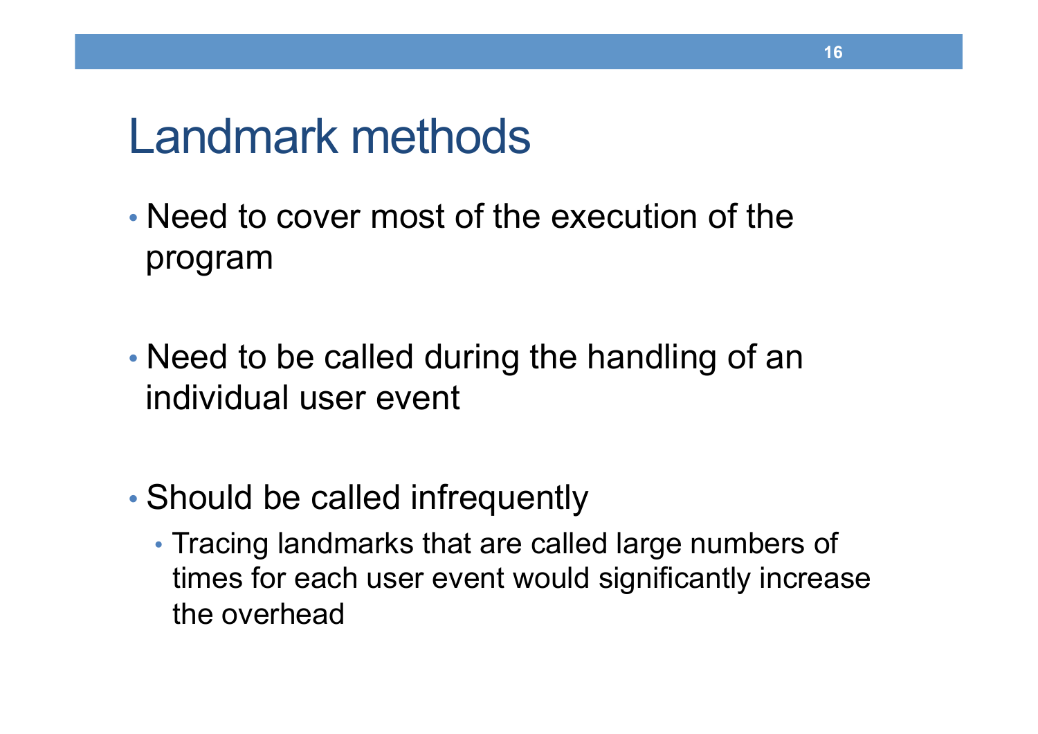# Landmark methods

- Need to cover most of the execution of the program
- Need to be called during the handling of an individual user event
- Should be called infrequently
  - Tracing landmarks that are called large numbers of times for each user event would significantly increase the overhead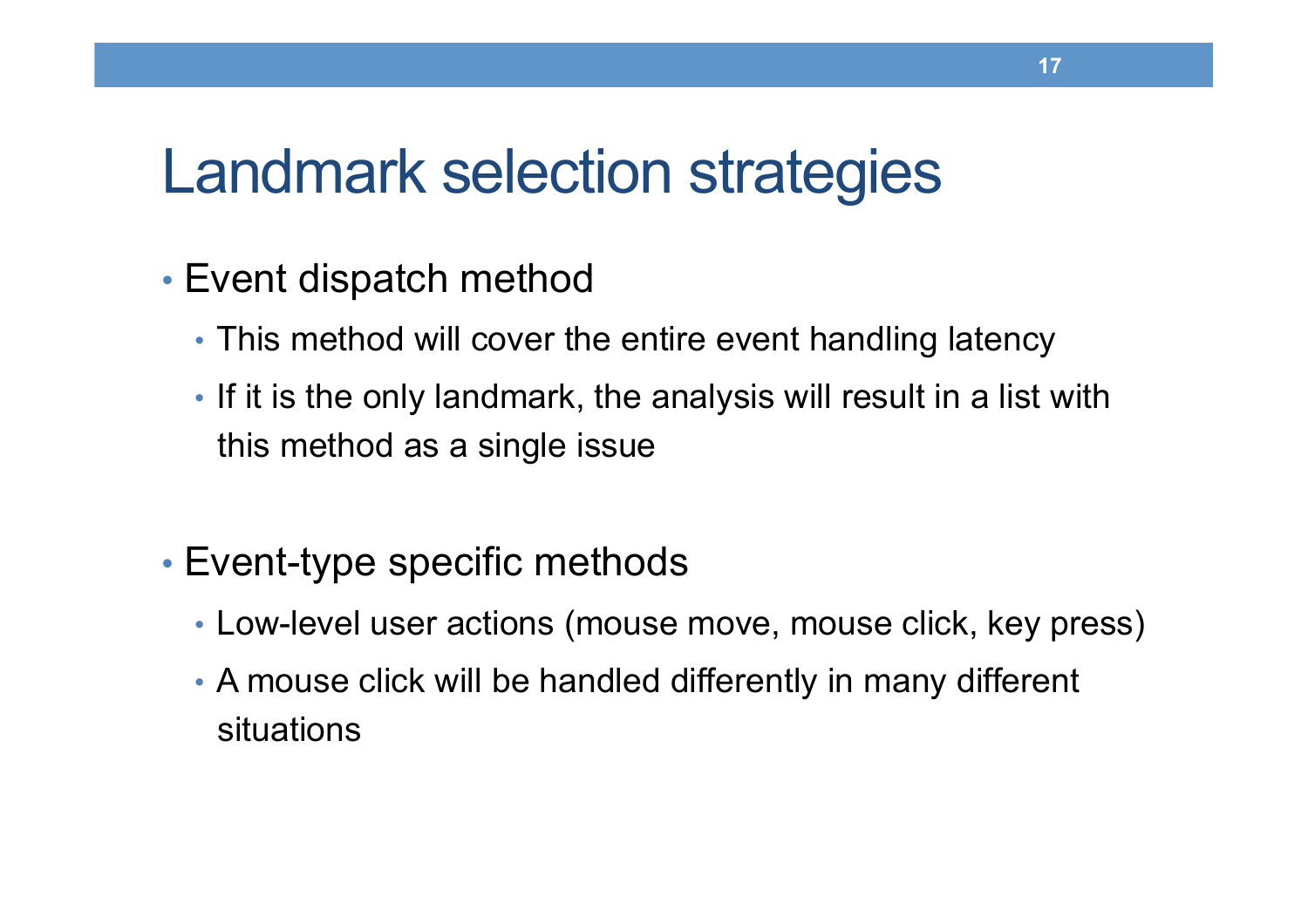# Landmark selection strategies

- Event dispatch method
  - This method will cover the entire event handling latency
  - If it is the only landmark, the analysis will result in a list with this method as a single issue

- Event-type specific methods
  - Low-level user actions (mouse move, mouse click, key press)
  - A mouse click will be handled differently in many different situations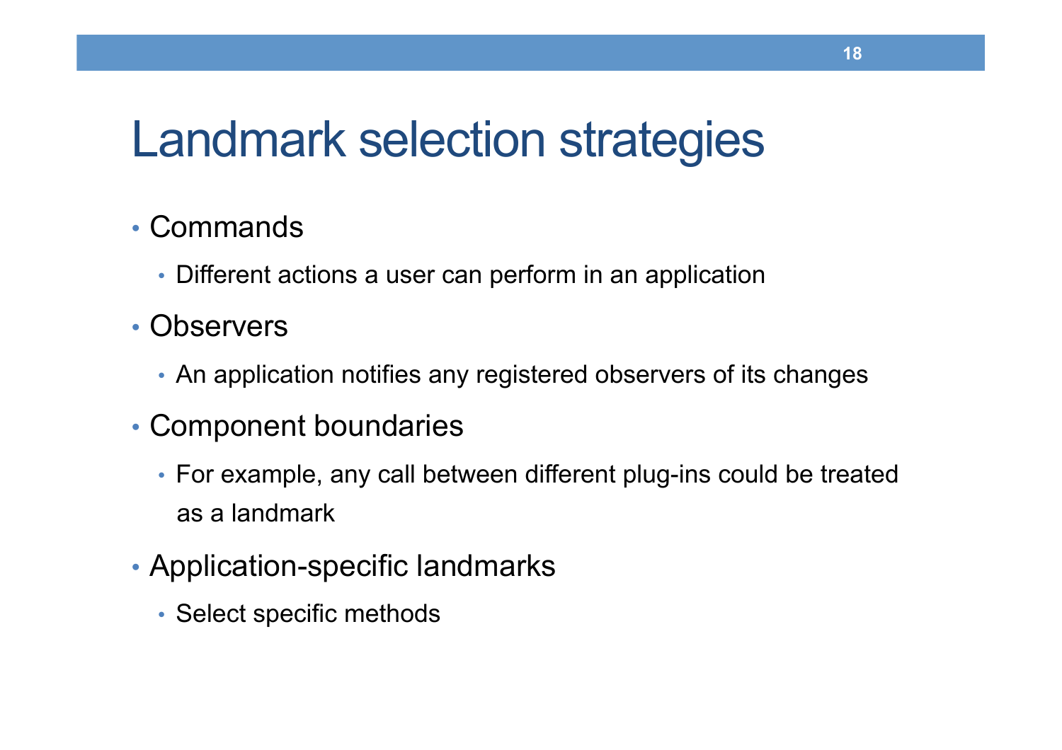# Landmark selection strategies

- Commands
  - Different actions a user can perform in an application
- Observers
  - An application notifies any registered observers of its changes
- Component boundaries
  - For example, any call between different plug-ins could be treated as a landmark
- Application-specific landmarks
  - Select specific methods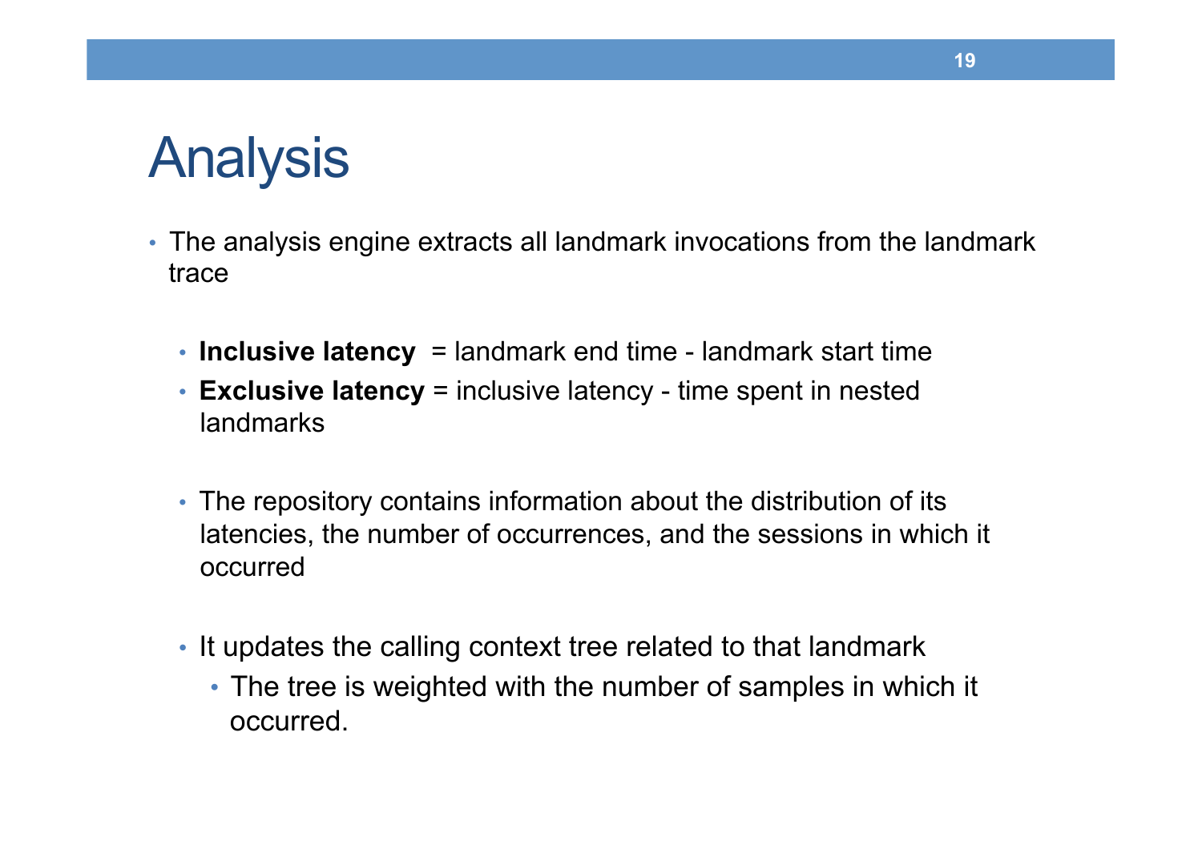# Analysis

- The analysis engine extracts all landmark invocations from the landmark trace
  - **Inclusive latency** = landmark end time - landmark start time
  - **Exclusive latency** = inclusive latency - time spent in nested landmarks
  - The repository contains information about the distribution of its latencies, the number of occurrences, and the sessions in which it occurred
  - It updates the calling context tree related to that landmark
    - The tree is weighted with the number of samples in which it occurred.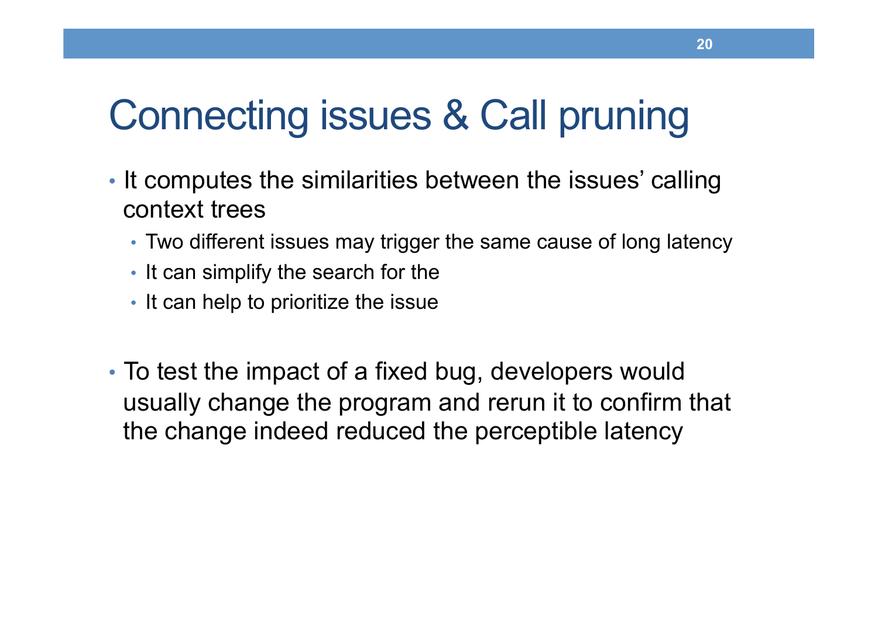# Connecting issues & Call pruning

- It computes the similarities between the issues' calling context trees
  - Two different issues may trigger the same cause of long latency
  - It can simplify the search for the
  - It can help to prioritize the issue

- To test the impact of a fixed bug, developers would usually change the program and rerun it to confirm that the change indeed reduced the perceptible latency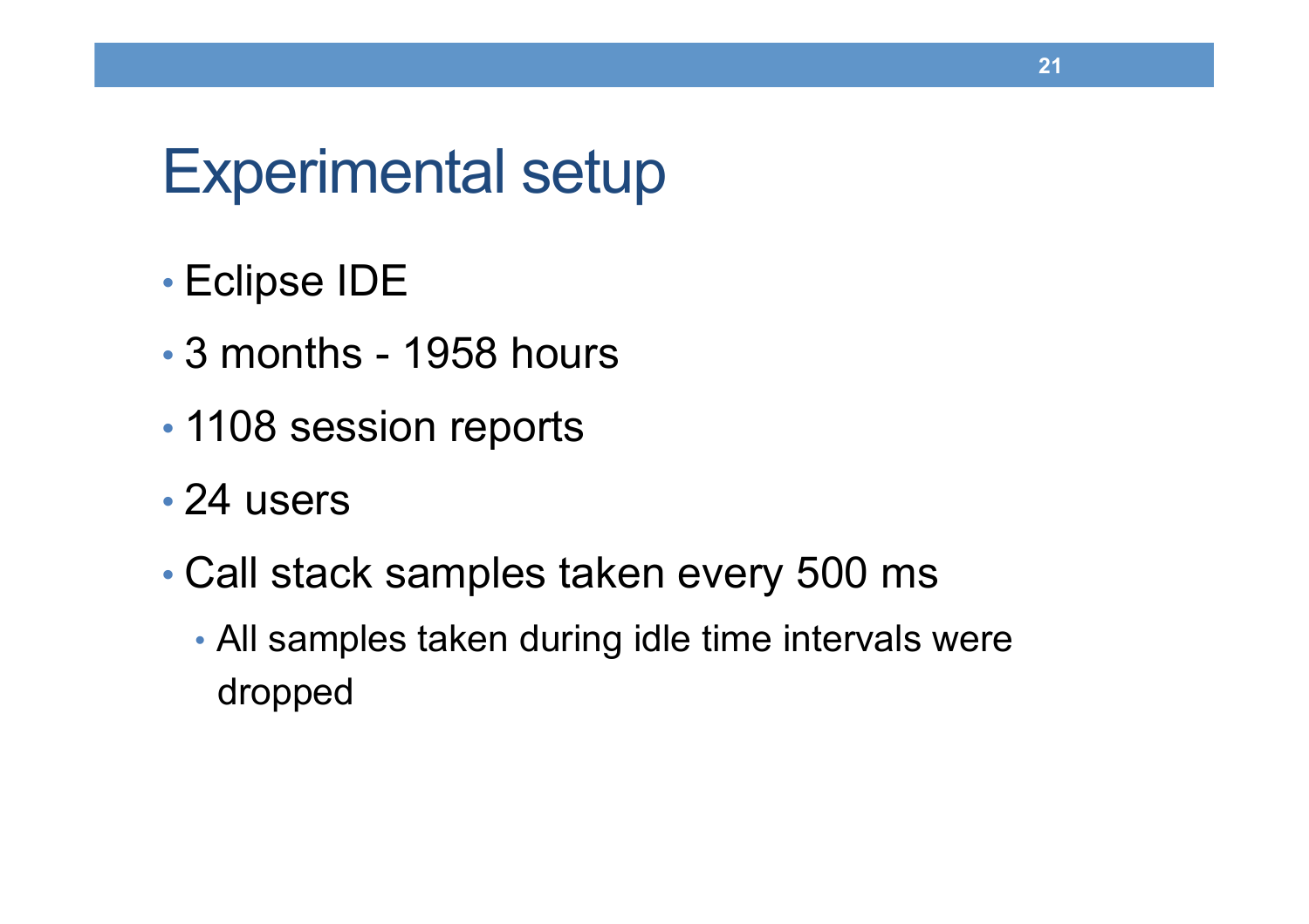# Experimental setup

- Eclipse IDE
- 3 months - 1958 hours
- 1108 session reports
- 24 users
- Call stack samples taken every 500 ms
  - All samples taken during idle time intervals were dropped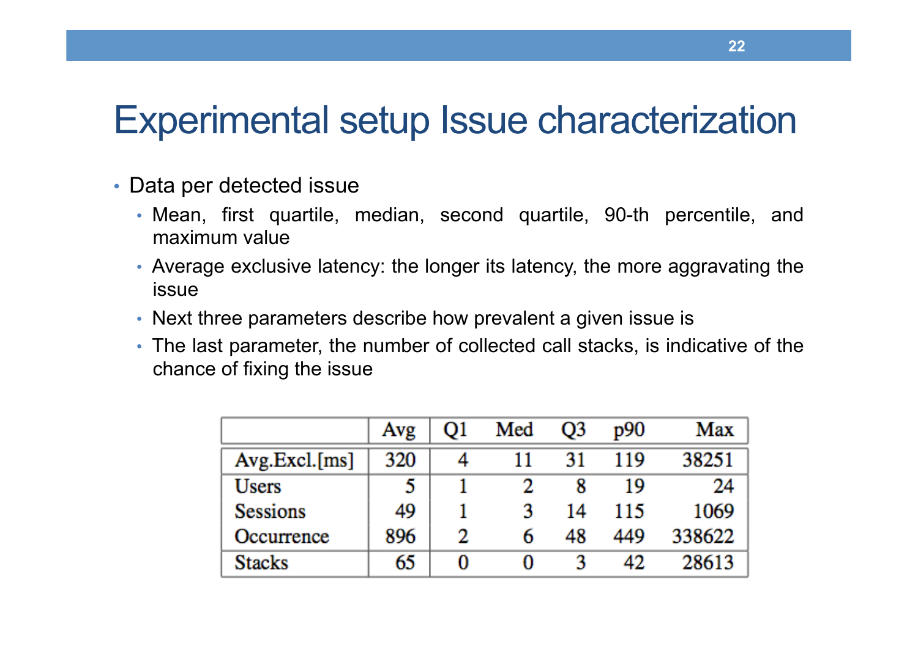# Experimental setup Issue characterization

- Data per detected issue
  - Mean, first quartile, median, second quartile, 90-th percentile, and maximum value
  - Average exclusive latency: the longer its latency, the more aggravating the issue
  - Next three parameters describe how prevalent a given issue is
  - The last parameter, the number of collected call stacks, is indicative of the chance of fixing the issue

| | Avg | Q1 | Med | Q3 | p90 | Max |
|---|---|---|---|---|---|---|
| Avg.Excl.[ms] | 320 | 4 | 11 | 31 | 119 | 38251 |
| Users | 5 | 1 | 2 | 8 | 19 | 24 |
| Sessions | 49 | 1 | 3 | 14 | 115 | 1069 |
| Occurrence | 896 | 2 | 6 | 48 | 449 | 338622 |
| Stacks | 65 | 0 | 0 | 3 | 42 | 28613 |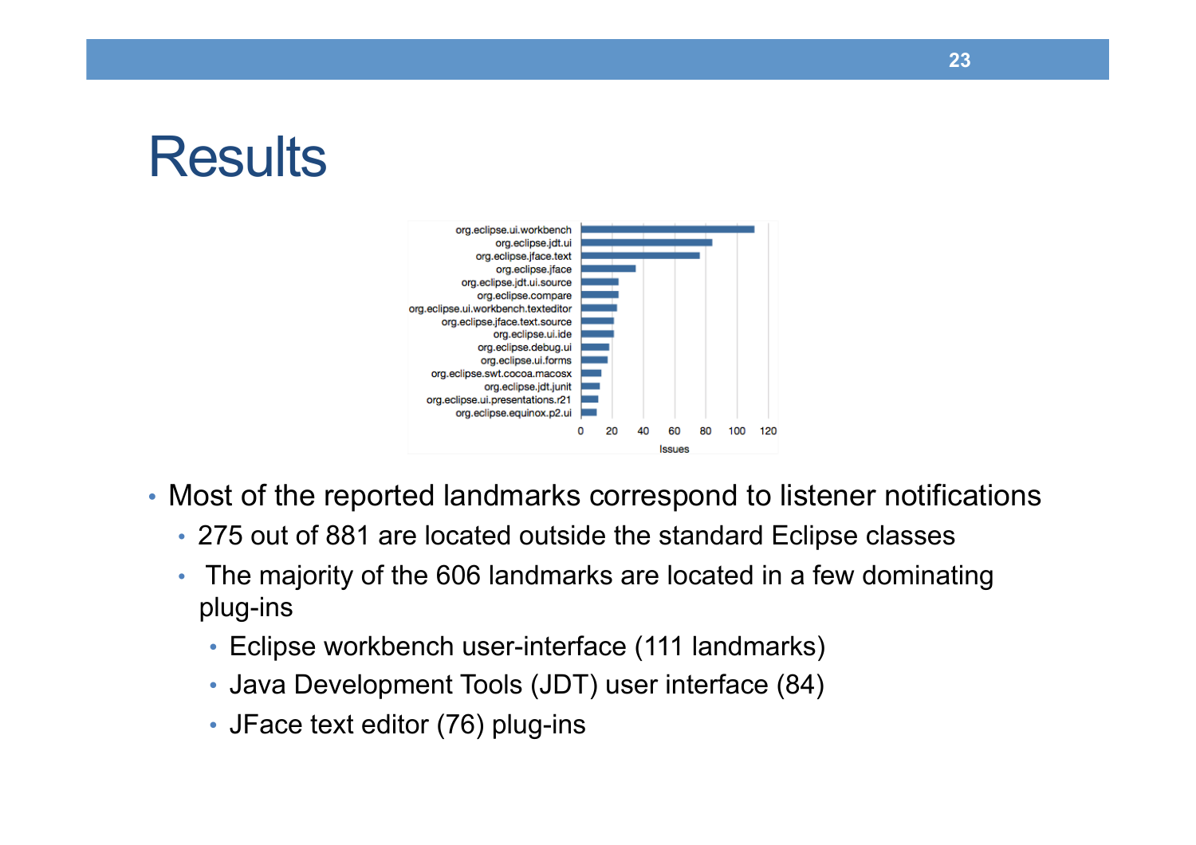# Results

- Most of the reported landmarks correspond to listener notifications
  - 275 out of 881 are located outside the standard Eclipse classes
  - The majority of the 606 landmarks are located in a few dominating plug-ins
    - Eclipse workbench user-interface (111 landmarks)
    - Java Development Tools (JDT) user interface (84)
    - JFace text editor (76) plug-ins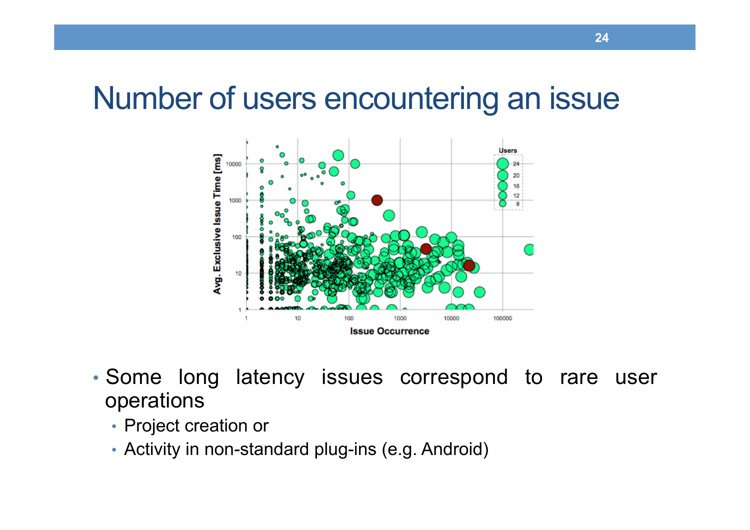# Number of users encountering an issue

- Some long latency issues correspond to rare user operations
  - Project creation or
  - Activity in non-standard plug-ins (e.g. Android)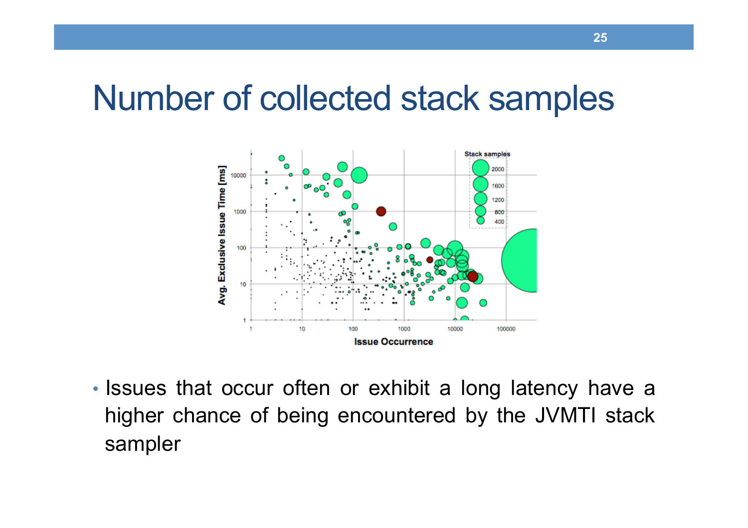# Number of collected stack samples

- Issues that occur often or exhibit a long latency have a higher chance of being encountered by the JVMTI stack sampler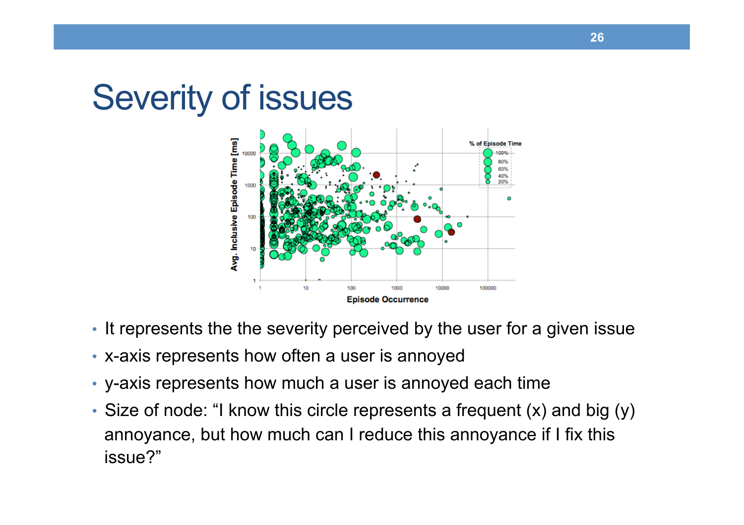# Severity of issues

- It represents the the severity perceived by the user for a given issue
- x-axis represents how often a user is annoyed
- y-axis represents how much a user is annoyed each time
- Size of node: "I know this circle represents a frequent (x) and big (y) annoyance, but how much can I reduce this annoyance if I fix this issue?"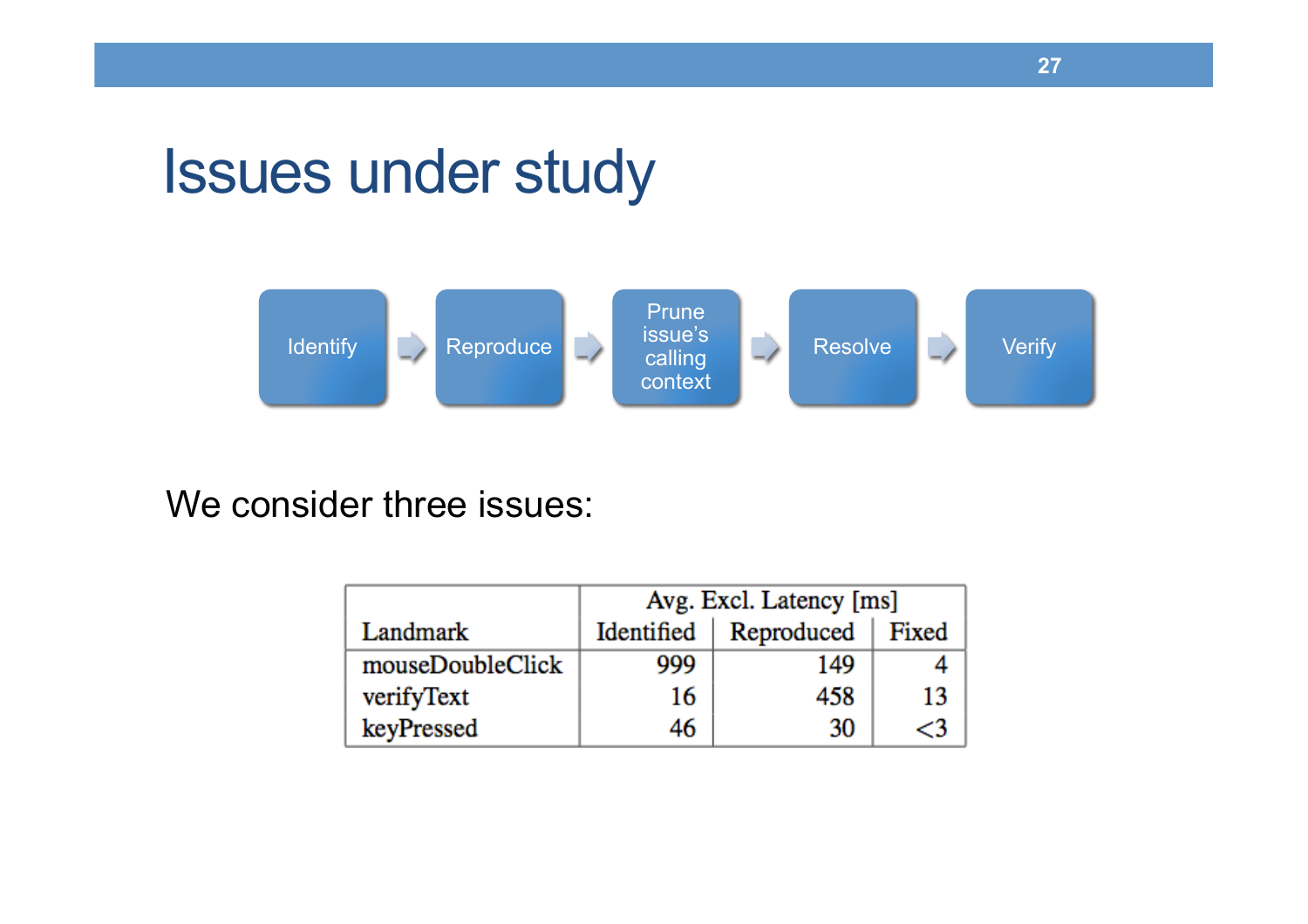# Issues under study

Identify → Reproduce → Prune issue's calling context → Resolve → Verify

We consider three issues:

| Landmark | Avg. Excl. Latency [ms] | | |
|---|---|---|---|
| | Identified | Reproduced | Fixed |
| mouseDoubleClick | 999 | 149 | 4 |
| verifyText | 16 | 458 | 13 |
| keyPressed | 46 | 30 | <3 |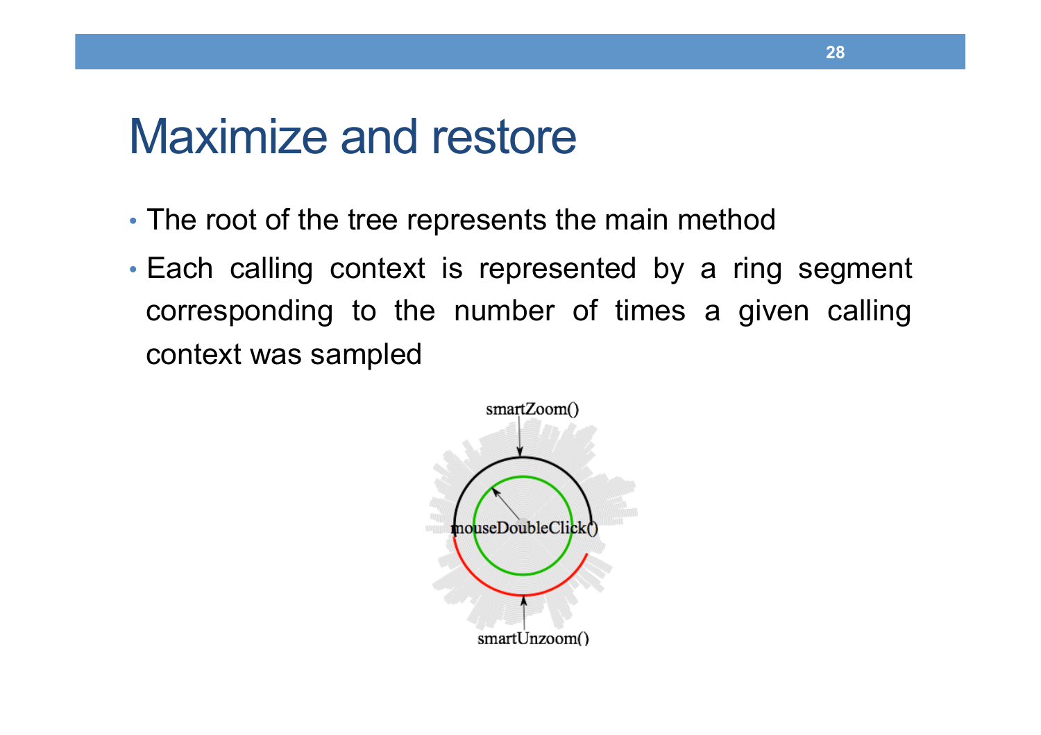# Maximize and restore

- The root of the tree represents the main method
- Each calling context is represented by a ring segment corresponding to the number of times a given calling context was sampled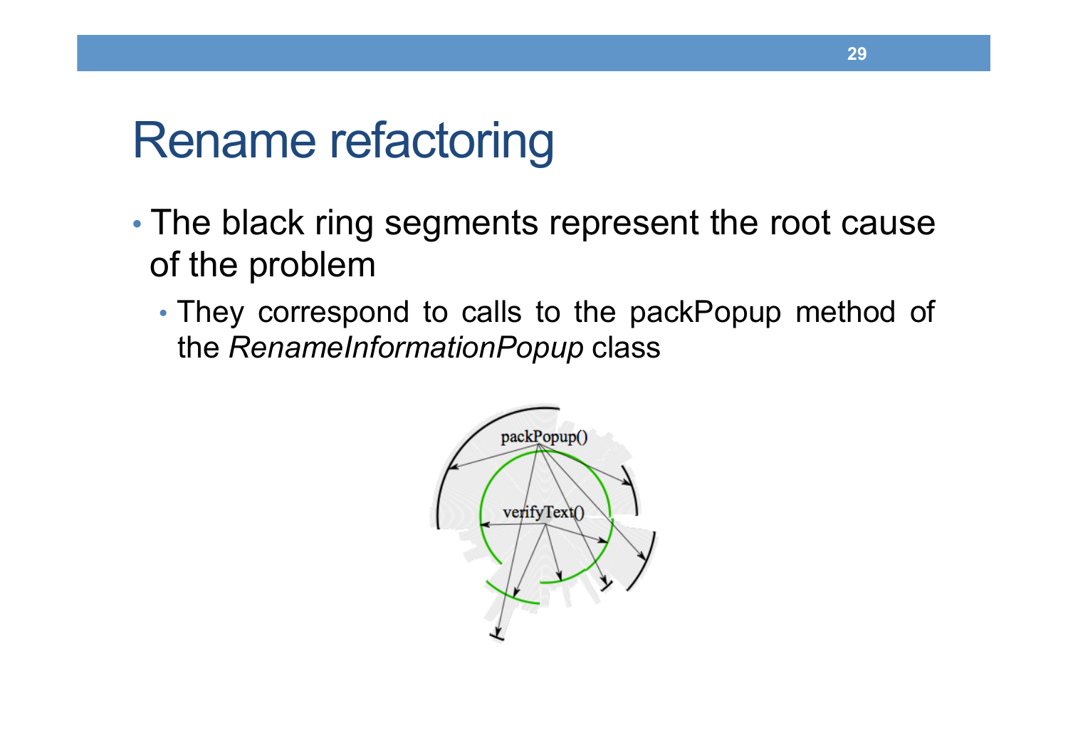# Rename refactoring

- The black ring segments represent the root cause of the problem
  - They correspond to calls to the packPopup method of the *RenameInformationPopup* class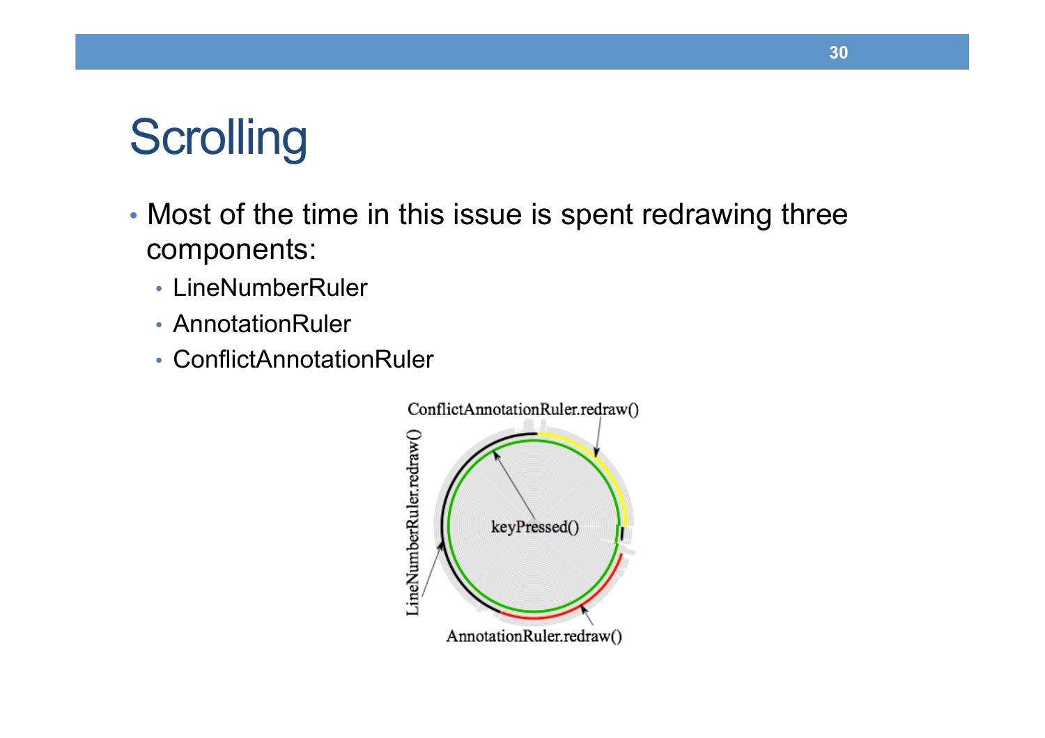# Scrolling

- Most of the time in this issue is spent redrawing three components:
  - LineNumberRuler
  - AnnotationRuler
  - ConflictAnnotationRuler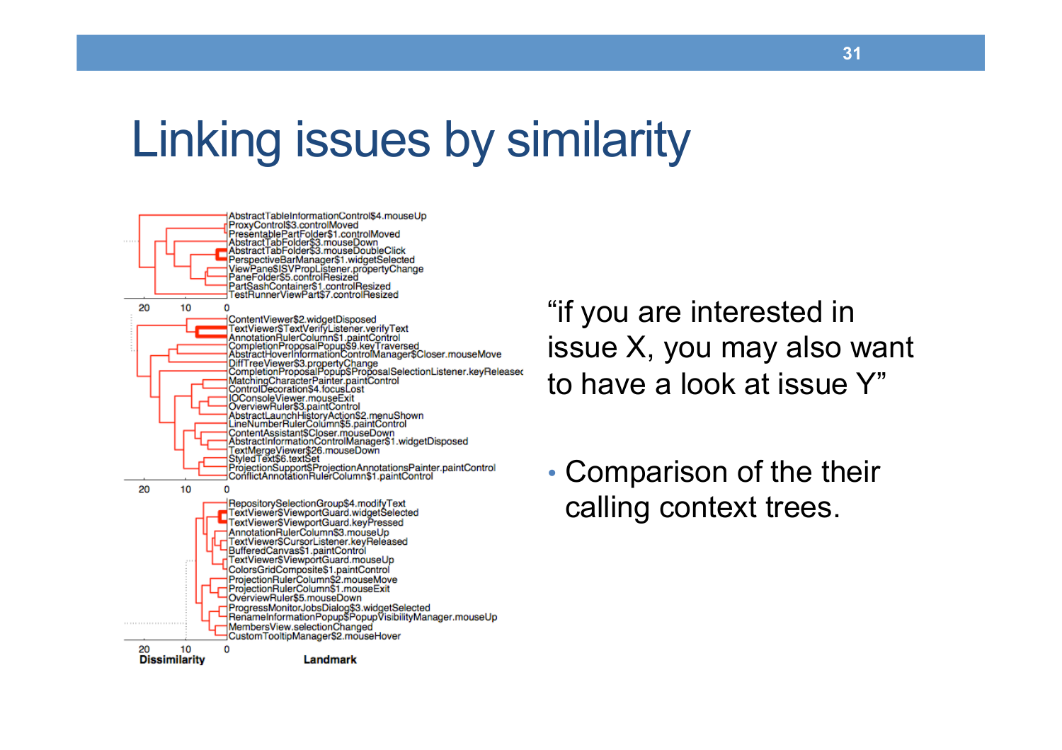# Linking issues by similarity

"if you are interested in issue X, you may also want to have a look at issue Y"

- Comparison of the their calling context trees.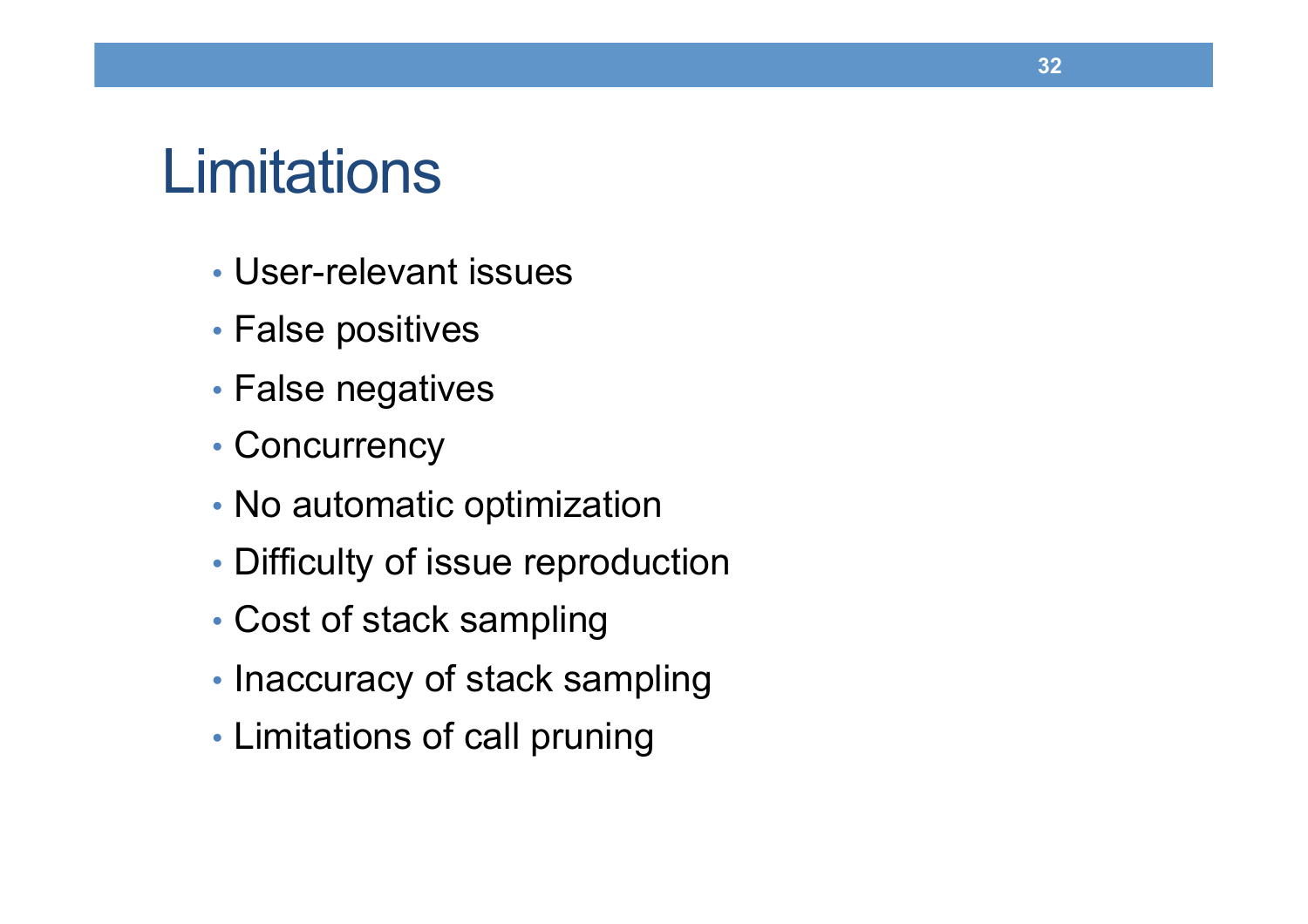# Limitations

- User-relevant issues
- False positives
- False negatives
- Concurrency
- No automatic optimization
- Difficulty of issue reproduction
- Cost of stack sampling
- Inaccuracy of stack sampling
- Limitations of call pruning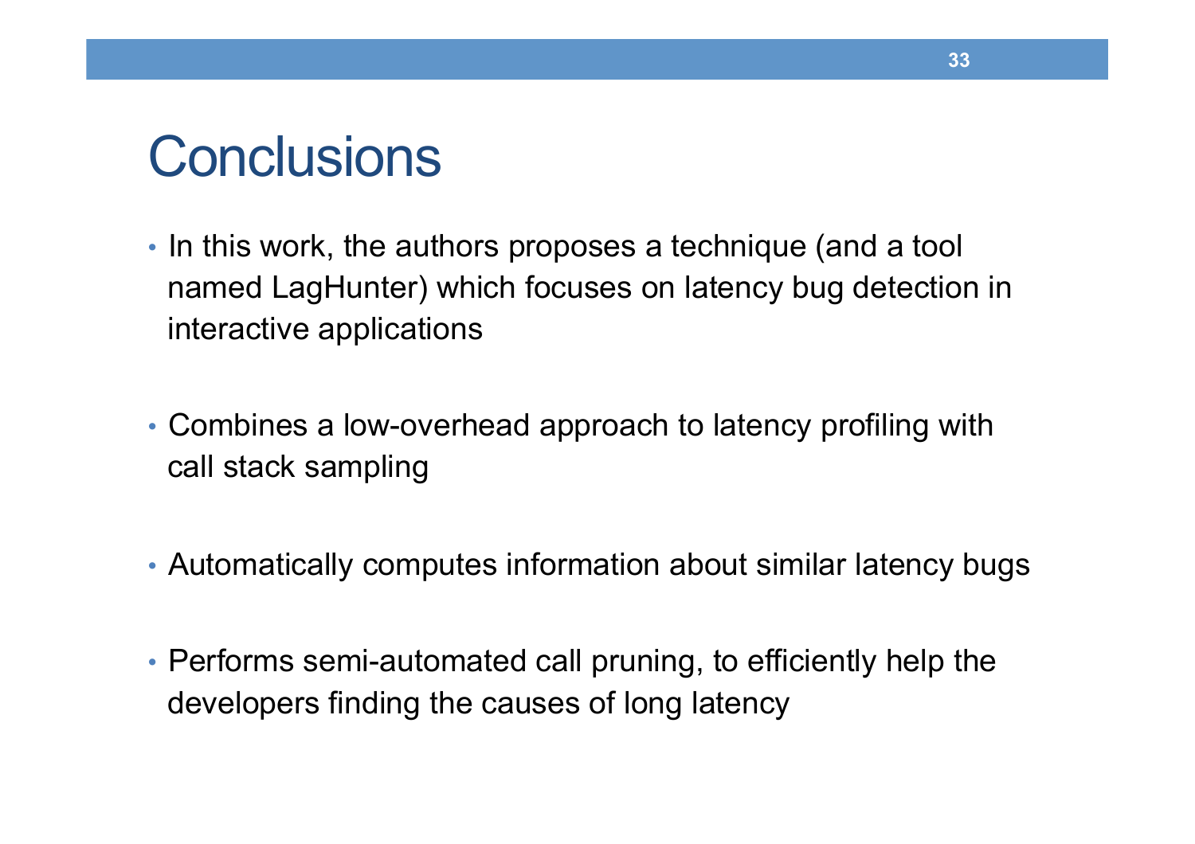# Conclusions

- In this work, the authors proposes a technique (and a tool named LagHunter) which focuses on latency bug detection in interactive applications

- Combines a low-overhead approach to latency profiling with call stack sampling

- Automatically computes information about similar latency bugs

- Performs semi-automated call pruning, to efficiently help the developers finding the causes of long latency